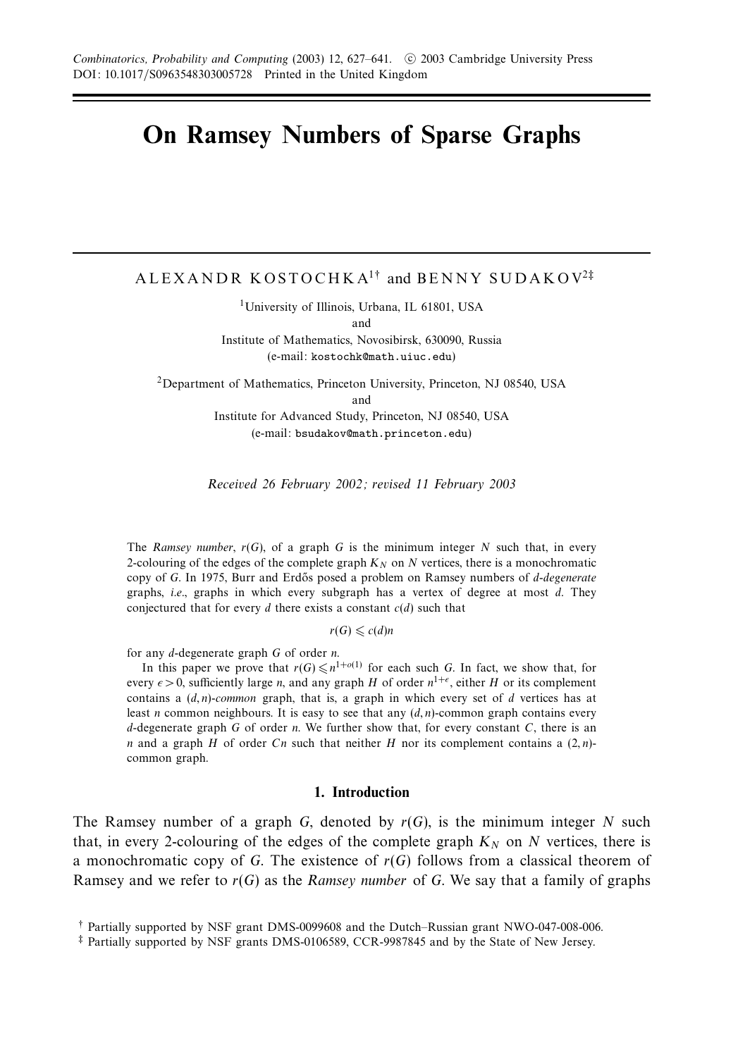# On Ramsey Numbers of Sparse Graphs

ALEXANDR KOSTOCHKA[1†] and BENNY SUDAKOV[2‡]

[1]University of Illinois, Urbana, IL 61801, USA
and
Institute of Mathematics, Novosibirsk, 630090, Russia
(e-mail: kostochk@math.uiuc.edu)

[2]Department of Mathematics, Princeton University, Princeton, NJ 08540, USA
and
Institute for Advanced Study, Princeton, NJ 08540, USA
(e-mail: bsudakov@math.princeton.edu)

*Received 26 February 2002; revised 11 February 2003*

The *Ramsey number*, $r(G)$, of a graph $G$ is the minimum integer $N$ such that, in every 2-colouring of the edges of the complete graph $K_N$ on $N$ vertices, there is a monochromatic copy of $G$. In 1975, Burr and Erdős posed a problem on Ramsey numbers of $d$-*degenerate* graphs, *i.e.*, graphs in which every subgraph has a vertex of degree at most $d$. They conjectured that for every $d$ there exists a constant $c(d)$ such that

$$r(G) \leqslant c(d)n$$

for any $d$-degenerate graph $G$ of order $n$.

In this paper we prove that $r(G) \leqslant n^{1+o(1)}$ for each such $G$. In fact, we show that, for every $\epsilon > 0$, sufficiently large $n$, and any graph $H$ of order $n^{1+\epsilon}$, either $H$ or its complement contains a $(d,n)$-*common* graph, that is, a graph in which every set of $d$ vertices has at least $n$ common neighbours. It is easy to see that any $(d,n)$-common graph contains every $d$-degenerate graph $G$ of order $n$. We further show that, for every constant $C$, there is an $n$ and a graph $H$ of order $Cn$ such that neither $H$ nor its complement contains a $(2,n)$-common graph.

## 1. Introduction

The Ramsey number of a graph $G$, denoted by $r(G)$, is the minimum integer $N$ such that, in every 2-colouring of the edges of the complete graph $K_N$ on $N$ vertices, there is a monochromatic copy of $G$. The existence of $r(G)$ follows from a classical theorem of Ramsey and we refer to $r(G)$ as the *Ramsey number* of $G$. We say that a family of graphs

† Partially supported by NSF grant DMS-0099608 and the Dutch–Russian grant NWO-047-008-006.
‡ Partially supported by NSF grants DMS-0106589, CCR-9987845 and by the State of New Jersey.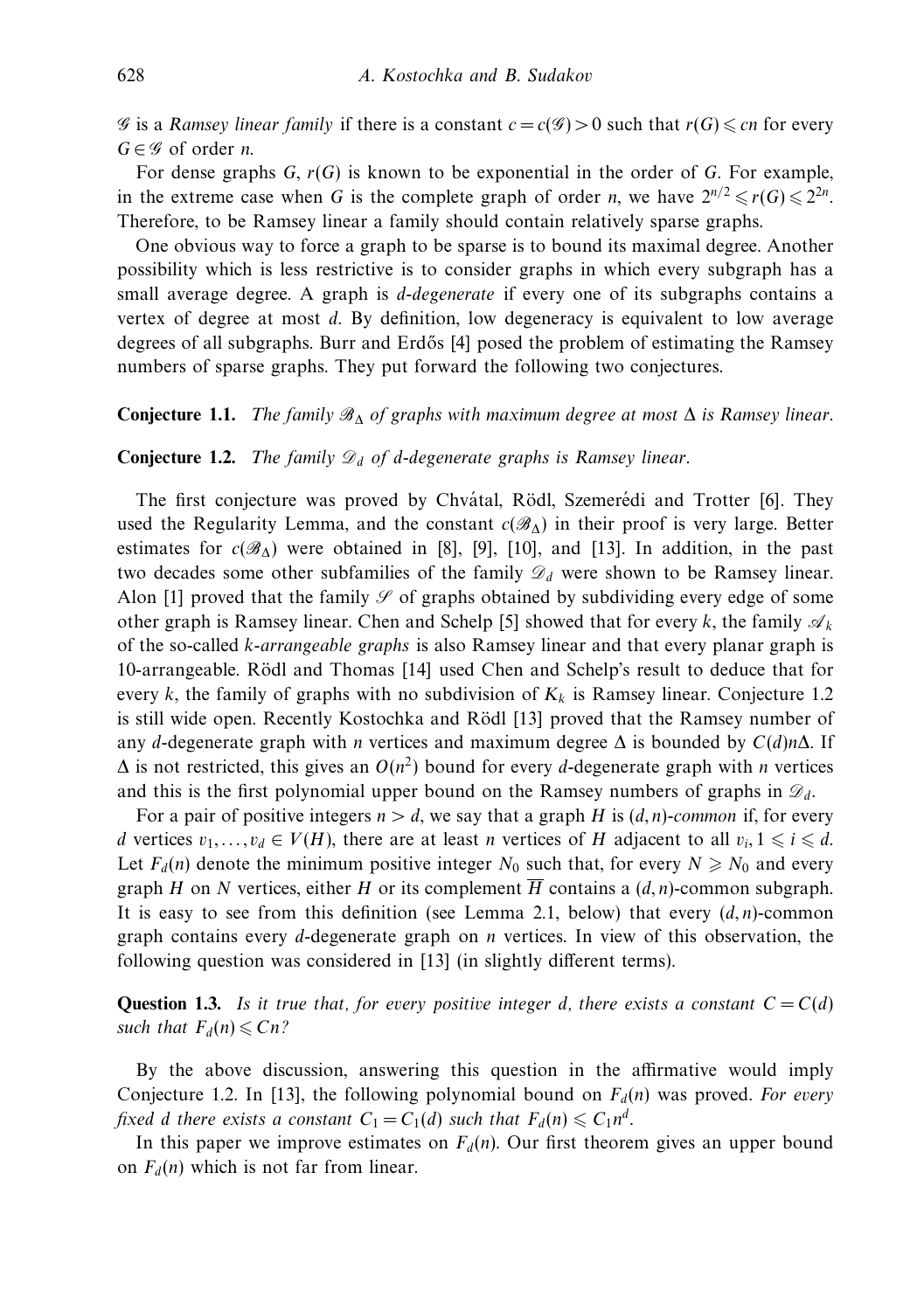$\mathcal{G}$ is a *Ramsey linear family* if there is a constant $c = c(\mathcal{G}) > 0$ such that $r(G) \leqslant cn$ for every $G \in \mathcal{G}$ of order $n$.

For dense graphs $G$, $r(G)$ is known to be exponential in the order of $G$. For example, in the extreme case when $G$ is the complete graph of order $n$, we have $2^{n/2} \leqslant r(G) \leqslant 2^{2n}$. Therefore, to be Ramsey linear a family should contain relatively sparse graphs.

One obvious way to force a graph to be sparse is to bound its maximal degree. Another possibility which is less restrictive is to consider graphs in which every subgraph has a small average degree. A graph is *d-degenerate* if every one of its subgraphs contains a vertex of degree at most $d$. By definition, low degeneracy is equivalent to low average degrees of all subgraphs. Burr and Erdős [4] posed the problem of estimating the Ramsey numbers of sparse graphs. They put forward the following two conjectures.

**Conjecture 1.1.** *The family $\mathcal{B}_\Delta$ of graphs with maximum degree at most $\Delta$ is Ramsey linear.*

**Conjecture 1.2.** *The family $\mathcal{D}_d$ of d-degenerate graphs is Ramsey linear.*

The first conjecture was proved by Chvátal, Rödl, Szemerédi and Trotter [6]. They used the Regularity Lemma, and the constant $c(\mathcal{B}_\Delta)$ in their proof is very large. Better estimates for $c(\mathcal{B}_\Delta)$ were obtained in [8], [9], [10], and [13]. In addition, in the past two decades some other subfamilies of the family $\mathcal{D}_d$ were shown to be Ramsey linear. Alon [1] proved that the family $\mathcal{S}$ of graphs obtained by subdividing every edge of some other graph is Ramsey linear. Chen and Schelp [5] showed that for every $k$, the family $\mathcal{A}_k$ of the so-called *k-arrangeable graphs* is also Ramsey linear and that every planar graph is 10-arrangeable. Rödl and Thomas [14] used Chen and Schelp's result to deduce that for every $k$, the family of graphs with no subdivision of $K_k$ is Ramsey linear. Conjecture 1.2 is still wide open. Recently Kostochka and Rödl [13] proved that the Ramsey number of any $d$-degenerate graph with $n$ vertices and maximum degree $\Delta$ is bounded by $C(d)n\Delta$. If $\Delta$ is not restricted, this gives an $O(n^2)$ bound for every $d$-degenerate graph with $n$ vertices and this is the first polynomial upper bound on the Ramsey numbers of graphs in $\mathcal{D}_d$.

For a pair of positive integers $n > d$, we say that a graph $H$ is $(d,n)$-*common* if, for every $d$ vertices $v_1, \ldots, v_d \in V(H)$, there are at least $n$ vertices of $H$ adjacent to all $v_i$, $1 \leqslant i \leqslant d$. Let $F_d(n)$ denote the minimum positive integer $N_0$ such that, for every $N \geqslant N_0$ and every graph $H$ on $N$ vertices, either $H$ or its complement $\overline{H}$ contains a $(d,n)$-common subgraph. It is easy to see from this definition (see Lemma 2.1, below) that every $(d,n)$-common graph contains every $d$-degenerate graph on $n$ vertices. In view of this observation, the following question was considered in [13] (in slightly different terms).

**Question 1.3.** *Is it true that, for every positive integer d, there exists a constant $C = C(d)$ such that $F_d(n) \leqslant Cn$?*

By the above discussion, answering this question in the affirmative would imply Conjecture 1.2. In [13], the following polynomial bound on $F_d(n)$ was proved. *For every fixed d there exists a constant $C_1 = C_1(d)$ such that $F_d(n) \leqslant C_1 n^d$.*

In this paper we improve estimates on $F_d(n)$. Our first theorem gives an upper bound on $F_d(n)$ which is not far from linear.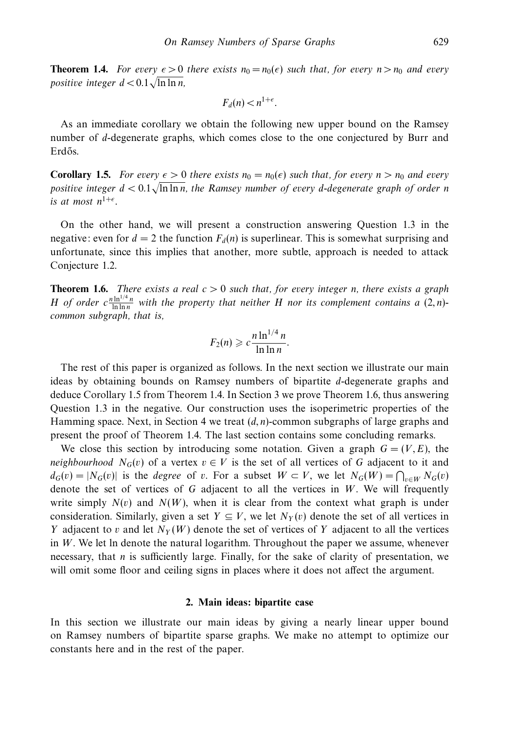**Theorem 1.4.** *For every $\epsilon > 0$ there exists $n_0 = n_0(\epsilon)$ such that, for every $n > n_0$ and every positive integer $d < 0.1\sqrt{\ln \ln n}$,*

$$F_d(n) < n^{1+\epsilon}.$$

As an immediate corollary we obtain the following new upper bound on the Ramsey number of $d$-degenerate graphs, which comes close to the one conjectured by Burr and Erdős.

**Corollary 1.5.** *For every $\epsilon > 0$ there exists $n_0 = n_0(\epsilon)$ such that, for every $n > n_0$ and every positive integer $d < 0.1\sqrt{\ln \ln n}$, the Ramsey number of every $d$-degenerate graph of order $n$ is at most $n^{1+\epsilon}$.*

On the other hand, we will present a construction answering Question 1.3 in the negative: even for $d = 2$ the function $F_d(n)$ is superlinear. This is somewhat surprising and unfortunate, since this implies that another, more subtle, approach is needed to attack Conjecture 1.2.

**Theorem 1.6.** *There exists a real $c > 0$ such that, for every integer $n$, there exists a graph $H$ of order $c\frac{n \ln^{1/4} n}{\ln \ln n}$ with the property that neither $H$ nor its complement contains a $(2, n)$-common subgraph, that is,*

$$F_2(n) \geqslant c\frac{n \ln^{1/4} n}{\ln \ln n}.$$

The rest of this paper is organized as follows. In the next section we illustrate our main ideas by obtaining bounds on Ramsey numbers of bipartite $d$-degenerate graphs and deduce Corollary 1.5 from Theorem 1.4. In Section 3 we prove Theorem 1.6, thus answering Question 1.3 in the negative. Our construction uses the isoperimetric properties of the Hamming space. Next, in Section 4 we treat $(d, n)$-common subgraphs of large graphs and present the proof of Theorem 1.4. The last section contains some concluding remarks.

We close this section by introducing some notation. Given a graph $G = (V, E)$, the *neighbourhood* $N_G(v)$ of a vertex $v \in V$ is the set of all vertices of $G$ adjacent to it and $d_G(v) = |N_G(v)|$ is the *degree* of $v$. For a subset $W \subset V$, we let $N_G(W) = \bigcap_{v \in W} N_G(v)$ denote the set of vertices of $G$ adjacent to all the vertices in $W$. We will frequently write simply $N(v)$ and $N(W)$, when it is clear from the context what graph is under consideration. Similarly, given a set $Y \subseteq V$, we let $N_Y(v)$ denote the set of all vertices in $Y$ adjacent to $v$ and let $N_Y(W)$ denote the set of vertices of $Y$ adjacent to all the vertices in $W$. We let ln denote the natural logarithm. Throughout the paper we assume, whenever necessary, that $n$ is sufficiently large. Finally, for the sake of clarity of presentation, we will omit some floor and ceiling signs in places where it does not affect the argument.

## 2. Main ideas: bipartite case

In this section we illustrate our main ideas by giving a nearly linear upper bound on Ramsey numbers of bipartite sparse graphs. We make no attempt to optimize our constants here and in the rest of the paper.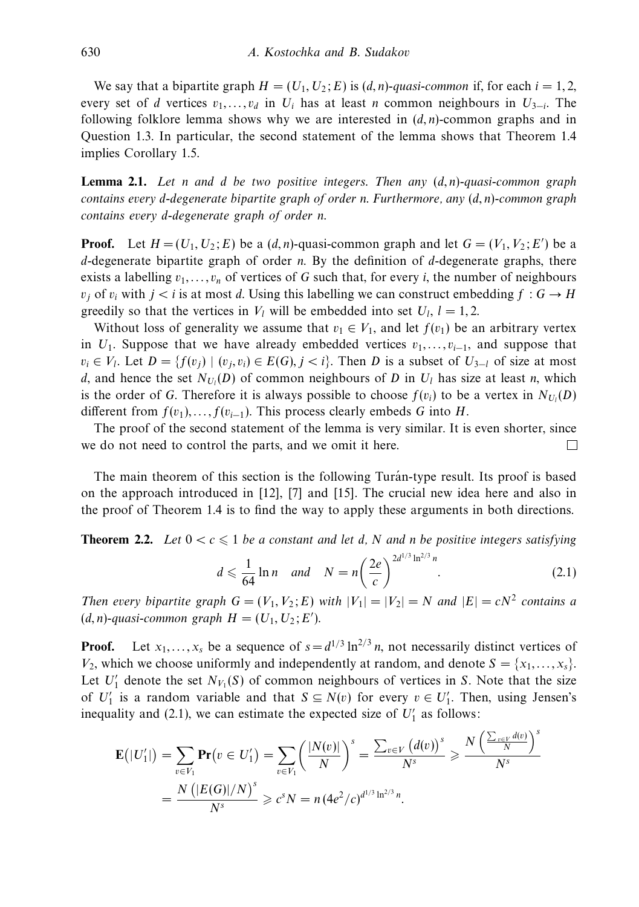We say that a bipartite graph $H = (U_1, U_2; E)$ is $(d, n)$-*quasi-common* if, for each $i = 1, 2$, every set of $d$ vertices $v_1, \ldots, v_d$ in $U_i$ has at least $n$ common neighbours in $U_{3-i}$. The following folklore lemma shows why we are interested in $(d, n)$-common graphs and in Question 1.3. In particular, the second statement of the lemma shows that Theorem 1.4 implies Corollary 1.5.

**Lemma 2.1.** *Let $n$ and $d$ be two positive integers. Then any $(d, n)$-quasi-common graph contains every $d$-degenerate bipartite graph of order $n$. Furthermore, any $(d, n)$-common graph contains every $d$-degenerate graph of order $n$.*

**Proof.** Let $H = (U_1, U_2; E)$ be a $(d, n)$-quasi-common graph and let $G = (V_1, V_2; E')$ be a $d$-degenerate bipartite graph of order $n$. By the definition of $d$-degenerate graphs, there exists a labelling $v_1, \ldots, v_n$ of vertices of $G$ such that, for every $i$, the number of neighbours $v_j$ of $v_i$ with $j < i$ is at most $d$. Using this labelling we can construct embedding $f : G \to H$ greedily so that the vertices in $V_l$ will be embedded into set $U_l$, $l = 1, 2$.

Without loss of generality we assume that $v_1 \in V_1$, and let $f(v_1)$ be an arbitrary vertex in $U_1$. Suppose that we have already embedded vertices $v_1, \ldots, v_{i-1}$, and suppose that $v_i \in V_l$. Let $D = \{f(v_j) \mid (v_j, v_i) \in E(G), j < i\}$. Then $D$ is a subset of $U_{3-l}$ of size at most $d$, and hence the set $N_{U_l}(D)$ of common neighbours of $D$ in $U_l$ has size at least $n$, which is the order of $G$. Therefore it is always possible to choose $f(v_i)$ to be a vertex in $N_{U_l}(D)$ different from $f(v_1), \ldots, f(v_{i-1})$. This process clearly embeds $G$ into $H$.

The proof of the second statement of the lemma is very similar. It is even shorter, since we do not need to control the parts, and we omit it here. $\square$

The main theorem of this section is the following Turán-type result. Its proof is based on the approach introduced in [12], [7] and [15]. The crucial new idea here and also in the proof of Theorem 1.4 is to find the way to apply these arguments in both directions.

**Theorem 2.2.** *Let $0 < c \leqslant 1$ be a constant and let $d$, $N$ and $n$ be positive integers satisfying*

$$d \leqslant \frac{1}{64} \ln n \quad \text{and} \quad N = n\left(\frac{2e}{c}\right)^{2d^{1/3} \ln^{2/3} n}. \tag{2.1}$$

*Then every bipartite graph $G = (V_1, V_2; E)$ with $|V_1| = |V_2| = N$ and $|E| = cN^2$ contains a $(d, n)$-quasi-common graph $H = (U_1, U_2; E')$.*

**Proof.** Let $x_1, \ldots, x_s$ be a sequence of $s = d^{1/3} \ln^{2/3} n$, not necessarily distinct vertices of $V_2$, which we choose uniformly and independently at random, and denote $S = \{x_1, \ldots, x_s\}$. Let $U_1'$ denote the set $N_{V_1}(S)$ of common neighbours of vertices in $S$. Note that the size of $U_1'$ is a random variable and that $S \subseteq N(v)$ for every $v \in U_1'$. Then, using Jensen's inequality and (2.1), we can estimate the expected size of $U_1'$ as follows:

$$\begin{aligned}
\mathbf{E}\big(|U_1'|\big) &= \sum_{v \in V_1} \mathbf{Pr}\big(v \in U_1'\big) = \sum_{v \in V_1} \left(\frac{|N(v)|}{N}\right)^s = \frac{\sum_{v \in V}\big(d(v)\big)^s}{N^s} \geqslant \frac{N\left(\frac{\sum_{v \in V} d(v)}{N}\right)^s}{N^s} \\
&= \frac{N\big(|E(G)|/N\big)^s}{N^s} \geqslant c^s N = n\,(4e^2/c)^{d^{1/3} \ln^{2/3} n}.
\end{aligned}$$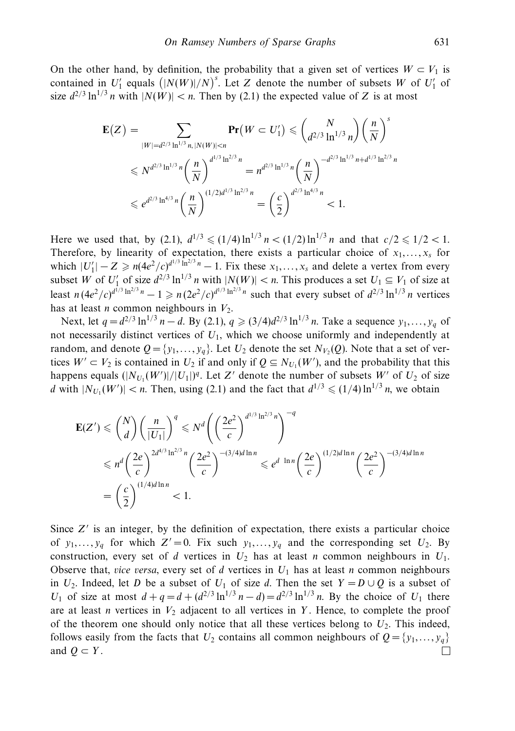On the other hand, by definition, the probability that a given set of vertices $W \subset V_1$ is contained in $U_1'$ equals $\big(|N(W)|/N\big)^s$. Let $Z$ denote the number of subsets $W$ of $U_1'$ of size $d^{2/3}\ln^{1/3} n$ with $|N(W)| < n$. Then by (2.1) the expected value of $Z$ is at most

$$
\begin{aligned}
\mathbf{E}(Z) &= \sum_{|W|=d^{2/3}\ln^{1/3} n,\, |N(W)|<n} \mathbf{Pr}\big(W \subset U_1'\big) \leqslant \binom{N}{d^{2/3}\ln^{1/3} n}\left(\frac{n}{N}\right)^s \\
&\leqslant N^{d^{2/3}\ln^{1/3} n}\left(\frac{n}{N}\right)^{d^{1/3}\ln^{2/3} n} = n^{d^{2/3}\ln^{1/3} n}\left(\frac{n}{N}\right)^{-d^{2/3}\ln^{1/3} n + d^{1/3}\ln^{2/3} n} \\
&\leqslant e^{d^{2/3}\ln^{4/3} n}\left(\frac{n}{N}\right)^{(1/2)d^{1/3}\ln^{2/3} n} = \left(\frac{c}{2}\right)^{d^{2/3}\ln^{4/3} n} < 1.
\end{aligned}
$$

Here we used that, by (2.1), $d^{1/3} \leqslant (1/4)\ln^{1/3} n < (1/2)\ln^{1/3} n$ and that $c/2 \leqslant 1/2 < 1$. Therefore, by linearity of expectation, there exists a particular choice of $x_1, \ldots, x_s$ for which $|U_1'| - Z \geqslant n(4e^2/c)^{d^{1/3}\ln^{2/3} n} - 1$. Fix these $x_1, \ldots, x_s$ and delete a vertex from every subset $W$ of $U_1'$ of size $d^{2/3}\ln^{1/3} n$ with $|N(W)| < n$. This produces a set $U_1 \subseteq V_1$ of size at least $n\,(4e^2/c)^{d^{1/3}\ln^{2/3} n} - 1 \geqslant n\,(2e^2/c)^{d^{1/3}\ln^{2/3} n}$ such that every subset of $d^{2/3}\ln^{1/3} n$ vertices has at least $n$ common neighbours in $V_2$.

Next, let $q = d^{2/3}\ln^{1/3} n - d$. By (2.1), $q \geqslant (3/4)d^{2/3}\ln^{1/3} n$. Take a sequence $y_1, \ldots, y_q$ of not necessarily distinct vertices of $U_1$, which we choose uniformly and independently at random, and denote $Q = \{y_1, \ldots, y_q\}$. Let $U_2$ denote the set $N_{V_2}(Q)$. Note that a set of vertices $W' \subset V_2$ is contained in $U_2$ if and only if $Q \subseteq N_{U_1}(W')$, and the probability that this happens equals $(|N_{U_1}(W')|/|U_1|)^q$. Let $Z'$ denote the number of subsets $W'$ of $U_2$ of size $d$ with $|N_{U_1}(W')| < n$. Then, using (2.1) and the fact that $d^{1/3} \leqslant (1/4)\ln^{1/3} n$, we obtain

$$
\begin{aligned}
\mathbf{E}(Z') &\leqslant \binom{N}{d}\left(\frac{n}{|U_1|}\right)^q \leqslant N^d\left(\left(\frac{2e^2}{c}\right)^{d^{1/3}\ln^{2/3} n}\right)^{-q} \\
&\leqslant n^d\left(\frac{2e}{c}\right)^{2d^{4/3}\ln^{2/3} n}\left(\frac{2e^2}{c}\right)^{-(3/4)d\ln n} \leqslant e^{d\ \ln n}\left(\frac{2e}{c}\right)^{(1/2)d\ln n}\left(\frac{2e^2}{c}\right)^{-(3/4)d\ln n} \\
&= \left(\frac{c}{2}\right)^{(1/4)d\ln n} < 1.
\end{aligned}
$$

Since $Z'$ is an integer, by the definition of expectation, there exists a particular choice of $y_1, \ldots, y_q$ for which $Z' = 0$. Fix such $y_1, \ldots, y_q$ and the corresponding set $U_2$. By construction, every set of $d$ vertices in $U_2$ has at least $n$ common neighbours in $U_1$. Observe that, *vice versa*, every set of $d$ vertices in $U_1$ has at least $n$ common neighbours in $U_2$. Indeed, let $D$ be a subset of $U_1$ of size $d$. Then the set $Y = D \cup Q$ is a subset of $U_1$ of size at most $d + q = d + (d^{2/3}\ln^{1/3} n - d) = d^{2/3}\ln^{1/3} n$. By the choice of $U_1$ there are at least $n$ vertices in $V_2$ adjacent to all vertices in $Y$. Hence, to complete the proof of the theorem one should only notice that all these vertices belong to $U_2$. This indeed, follows easily from the facts that $U_2$ contains all common neighbours of $Q = \{y_1, \ldots, y_q\}$ and $Q \subset Y$. □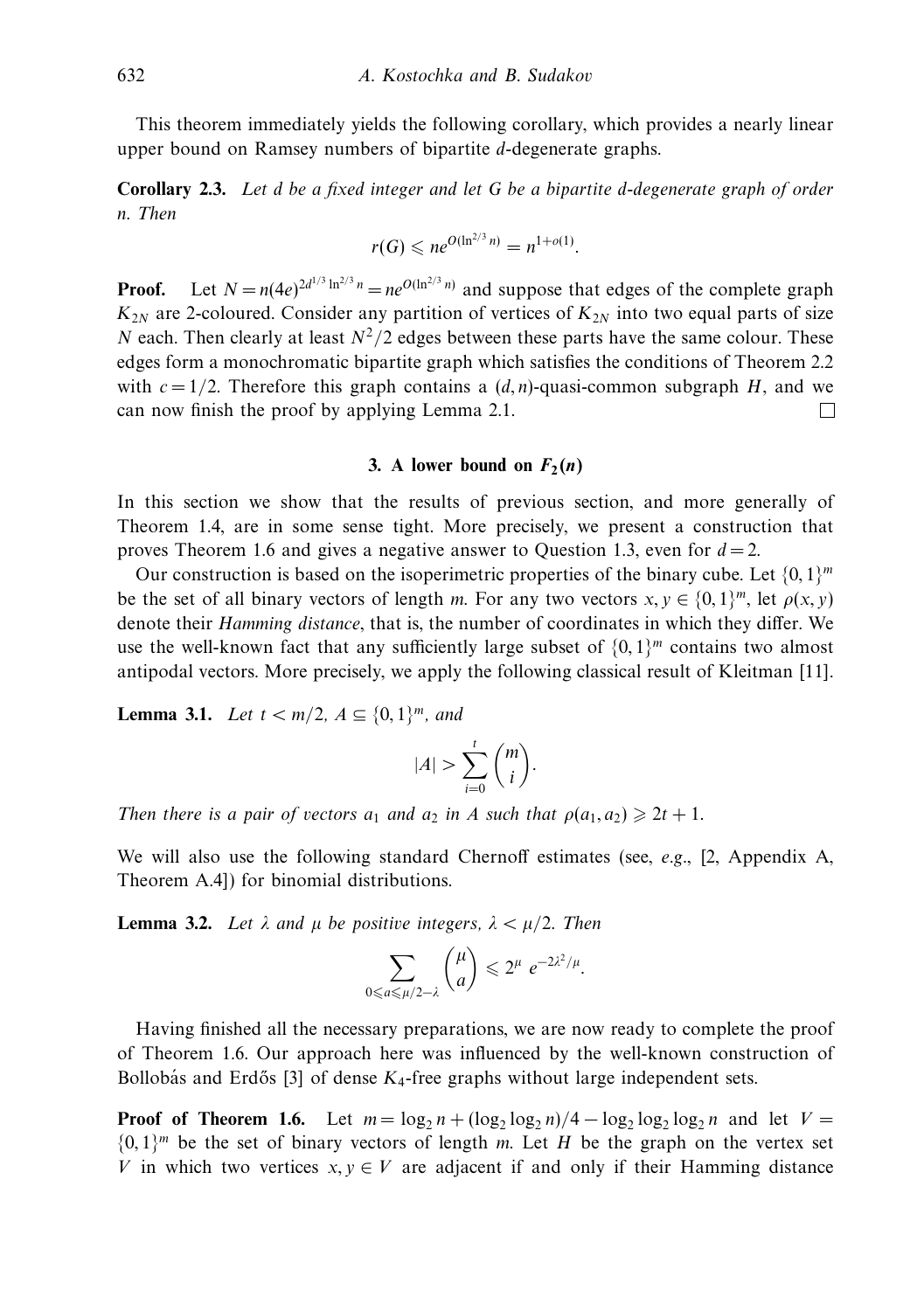This theorem immediately yields the following corollary, which provides a nearly linear upper bound on Ramsey numbers of bipartite $d$-degenerate graphs.

**Corollary 2.3.** *Let $d$ be a fixed integer and let $G$ be a bipartite $d$-degenerate graph of order $n$. Then*

$$r(G) \leqslant ne^{O(\ln^{2/3} n)} = n^{1+o(1)}.$$

**Proof.** Let $N = n(4e)^{2d^{1/3}\ln^{2/3} n} = ne^{O(\ln^{2/3} n)}$ and suppose that edges of the complete graph $K_{2N}$ are 2-coloured. Consider any partition of vertices of $K_{2N}$ into two equal parts of size $N$ each. Then clearly at least $N^2/2$ edges between these parts have the same colour. These edges form a monochromatic bipartite graph which satisfies the conditions of Theorem 2.2 with $c = 1/2$. Therefore this graph contains a $(d, n)$-quasi-common subgraph $H$, and we can now finish the proof by applying Lemma 2.1. □

## 3. A lower bound on $F_2(n)$

In this section we show that the results of previous section, and more generally of Theorem 1.4, are in some sense tight. More precisely, we present a construction that proves Theorem 1.6 and gives a negative answer to Question 1.3, even for $d = 2$.

Our construction is based on the isoperimetric properties of the binary cube. Let $\{0,1\}^m$ be the set of all binary vectors of length $m$. For any two vectors $x, y \in \{0,1\}^m$, let $\rho(x, y)$ denote their *Hamming distance*, that is, the number of coordinates in which they differ. We use the well-known fact that any sufficiently large subset of $\{0,1\}^m$ contains two almost antipodal vectors. More precisely, we apply the following classical result of Kleitman [11].

**Lemma 3.1.** *Let $t < m/2$, $A \subseteq \{0,1\}^m$, and*

$$|A| > \sum_{i=0}^{t} \binom{m}{i}.$$

*Then there is a pair of vectors $a_1$ and $a_2$ in $A$ such that $\rho(a_1, a_2) \geqslant 2t + 1$.*

We will also use the following standard Chernoff estimates (see, *e.g.*, [2, Appendix A, Theorem A.4]) for binomial distributions.

**Lemma 3.2.** *Let $\lambda$ and $\mu$ be positive integers, $\lambda < \mu/2$. Then*

$$\sum_{0 \leqslant a \leqslant \mu/2-\lambda} \binom{\mu}{a} \leqslant 2^{\mu}\ e^{-2\lambda^2/\mu}.$$

Having finished all the necessary preparations, we are now ready to complete the proof of Theorem 1.6. Our approach here was influenced by the well-known construction of Bollobás and Erdős [3] of dense $K_4$-free graphs without large independent sets.

**Proof of Theorem 1.6.** Let $m = \log_2 n + (\log_2 \log_2 n)/4 - \log_2 \log_2 \log_2 n$ and let $V = \{0,1\}^m$ be the set of binary vectors of length $m$. Let $H$ be the graph on the vertex set $V$ in which two vertices $x, y \in V$ are adjacent if and only if their Hamming distance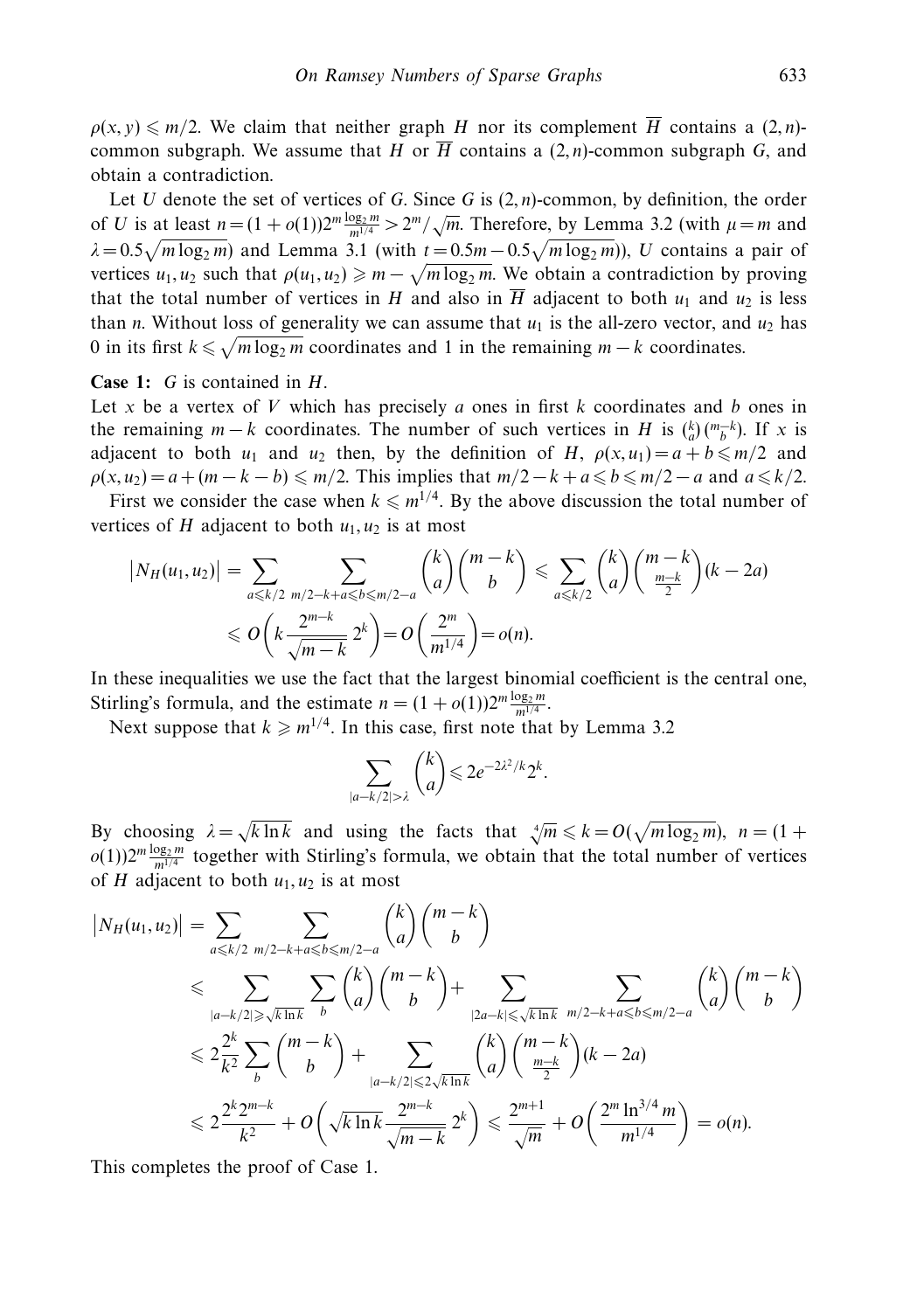$\rho(x,y) \leqslant m/2$. We claim that neither graph $H$ nor its complement $\overline{H}$ contains a $(2,n)$-common subgraph. We assume that $H$ or $\overline{H}$ contains a $(2,n)$-common subgraph $G$, and obtain a contradiction.

Let $U$ denote the set of vertices of $G$. Since $G$ is $(2,n)$-common, by definition, the order of $U$ is at least $n = (1+o(1))2^m \frac{\log_2 m}{m^{1/4}} > 2^m/\sqrt{m}$. Therefore, by Lemma 3.2 (with $\mu = m$ and $\lambda = 0.5\sqrt{m \log_2 m}$) and Lemma 3.1 (with $t = 0.5m - 0.5\sqrt{m\log_2 m}$)), $U$ contains a pair of vertices $u_1, u_2$ such that $\rho(u_1,u_2) \geqslant m - \sqrt{m \log_2 m}$. We obtain a contradiction by proving that the total number of vertices in $H$ and also in $\overline{H}$ adjacent to both $u_1$ and $u_2$ is less than $n$. Without loss of generality we can assume that $u_1$ is the all-zero vector, and $u_2$ has 0 in its first $k \leqslant \sqrt{m\log_2 m}$ coordinates and 1 in the remaining $m-k$ coordinates.

**Case 1:** $G$ is contained in $H$.

Let $x$ be a vertex of $V$ which has precisely $a$ ones in first $k$ coordinates and $b$ ones in the remaining $m-k$ coordinates. The number of such vertices in $H$ is $\binom{k}{a}\binom{m-k}{b}$. If $x$ is adjacent to both $u_1$ and $u_2$ then, by the definition of $H$, $\rho(x,u_1) = a+b \leqslant m/2$ and $\rho(x,u_2) = a + (m-k-b) \leqslant m/2$. This implies that $m/2 - k + a \leqslant b \leqslant m/2 - a$ and $a \leqslant k/2$.

First we consider the case when $k \leqslant m^{1/4}$. By the above discussion the total number of vertices of $H$ adjacent to both $u_1, u_2$ is at most

$$\begin{aligned}
|N_H(u_1,u_2)| &= \sum_{a \leqslant k/2} \sum_{m/2-k+a \leqslant b \leqslant m/2-a} \binom{k}{a}\binom{m-k}{b} \leqslant \sum_{a \leqslant k/2} \binom{k}{a}\binom{m-k}{\frac{m-k}{2}}(k-2a) \\
&\leqslant O\left(k \frac{2^{m-k}}{\sqrt{m-k}} 2^k\right) = O\left(\frac{2^m}{m^{1/4}}\right) = o(n).
\end{aligned}$$

In these inequalities we use the fact that the largest binomial coefficient is the central one, Stirling's formula, and the estimate $n = (1+o(1))2^m \frac{\log_2 m}{m^{1/4}}$.

Next suppose that $k \geqslant m^{1/4}$. In this case, first note that by Lemma 3.2

$$\sum_{|a-k/2|>\lambda} \binom{k}{a} \leqslant 2e^{-2\lambda^2/k} 2^k.$$

By choosing $\lambda = \sqrt{k \ln k}$ and using the facts that $\sqrt[4]{m} \leqslant k = O(\sqrt{m\log_2 m})$, $n = (1+o(1))2^m \frac{\log_2 m}{m^{1/4}}$ together with Stirling's formula, we obtain that the total number of vertices of $H$ adjacent to both $u_1, u_2$ is at most

$$\begin{aligned}
|N_H(u_1,u_2)| &= \sum_{a \leqslant k/2} \sum_{m/2-k+a \leqslant b \leqslant m/2-a} \binom{k}{a}\binom{m-k}{b} \\
&\leqslant \sum_{|a-k/2| \geqslant \sqrt{k \ln k}} \sum_{b} \binom{k}{a}\binom{m-k}{b} + \sum_{|2a-k| \leqslant \sqrt{k\ln k}} \sum_{m/2-k+a \leqslant b \leqslant m/2-a} \binom{k}{a}\binom{m-k}{b} \\
&\leqslant 2\frac{2^k}{k^2} \sum_b \binom{m-k}{b} + \sum_{|a-k/2| \leqslant 2\sqrt{k \ln k}} \binom{k}{a}\binom{m-k}{\frac{m-k}{2}}(k-2a) \\
&\leqslant 2\frac{2^k 2^{m-k}}{k^2} + O\left(\sqrt{k \ln k}\frac{2^{m-k}}{\sqrt{m-k}} 2^k\right) \leqslant \frac{2^{m+1}}{\sqrt{m}} + O\left(\frac{2^m \ln^{3/4} m}{m^{1/4}}\right) = o(n).
\end{aligned}$$

This completes the proof of Case 1.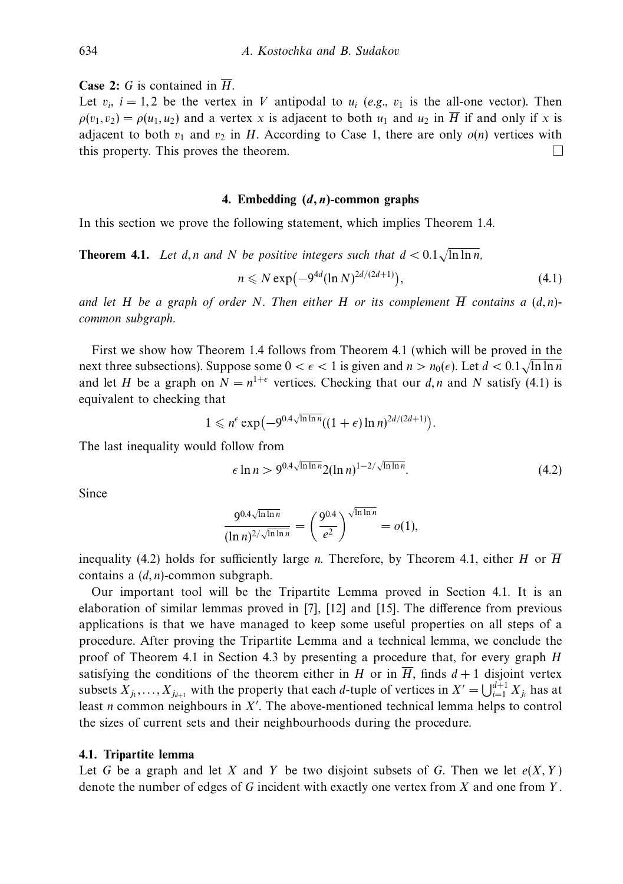**Case 2:** $G$ is contained in $\overline{H}$.

Let $v_i$, $i = 1, 2$ be the vertex in $V$ antipodal to $u_i$ (*e.g.*, $v_1$ is the all-one vector). Then $\rho(v_1, v_2) = \rho(u_1, u_2)$ and a vertex $x$ is adjacent to both $u_1$ and $u_2$ in $\overline{H}$ if and only if $x$ is adjacent to both $v_1$ and $v_2$ in $H$. According to Case 1, there are only $o(n)$ vertices with this property. This proves the theorem. □

## 4. Embedding $(d, n)$-common graphs

In this section we prove the following statement, which implies Theorem 1.4.

**Theorem 4.1.** *Let $d, n$ and $N$ be positive integers such that $d < 0.1\sqrt{\ln\ln n}$,*

$$n \leqslant N \exp\bigl(-9^{4d}(\ln N)^{2d/(2d+1)}\bigr), \tag{4.1}$$

*and let $H$ be a graph of order $N$. Then either $H$ or its complement $\overline{H}$ contains a $(d, n)$-common subgraph.*

First we show how Theorem 1.4 follows from Theorem 4.1 (which will be proved in the next three subsections). Suppose some $0 < \epsilon < 1$ is given and $n > n_0(\epsilon)$. Let $d < 0.1\sqrt{\ln\ln n}$ and let $H$ be a graph on $N = n^{1+\epsilon}$ vertices. Checking that our $d, n$ and $N$ satisfy (4.1) is equivalent to checking that

$$1 \leqslant n^{\epsilon} \exp\bigl(-9^{0.4\sqrt{\ln\ln n}}((1+\epsilon)\ln n)^{2d/(2d+1)}\bigr).$$

The last inequality would follow from

$$\epsilon \ln n > 9^{0.4\sqrt{\ln\ln n}} 2(\ln n)^{1-2/\sqrt{\ln\ln n}}. \tag{4.2}$$

Since

$$\frac{9^{0.4\sqrt{\ln\ln n}}}{(\ln n)^{2/\sqrt{\ln\ln n}}} = \left(\frac{9^{0.4}}{e^2}\right)^{\sqrt{\ln\ln n}} = o(1),$$

inequality (4.2) holds for sufficiently large $n$. Therefore, by Theorem 4.1, either $H$ or $\overline{H}$ contains a $(d, n)$-common subgraph.

Our important tool will be the Tripartite Lemma proved in Section 4.1. It is an elaboration of similar lemmas proved in [7], [12] and [15]. The difference from previous applications is that we have managed to keep some useful properties on all steps of a procedure. After proving the Tripartite Lemma and a technical lemma, we conclude the proof of Theorem 4.1 in Section 4.3 by presenting a procedure that, for every graph $H$ satisfying the conditions of the theorem either in $H$ or in $\overline{H}$, finds $d+1$ disjoint vertex subsets $X_{j_1}, \ldots, X_{j_{d+1}}$ with the property that each $d$-tuple of vertices in $X' = \bigcup_{i=1}^{d+1} X_{j_i}$ has at least $n$ common neighbours in $X'$. The above-mentioned technical lemma helps to control the sizes of current sets and their neighbourhoods during the procedure.

### 4.1. Tripartite lemma

Let $G$ be a graph and let $X$ and $Y$ be two disjoint subsets of $G$. Then we let $e(X, Y)$ denote the number of edges of $G$ incident with exactly one vertex from $X$ and one from $Y$.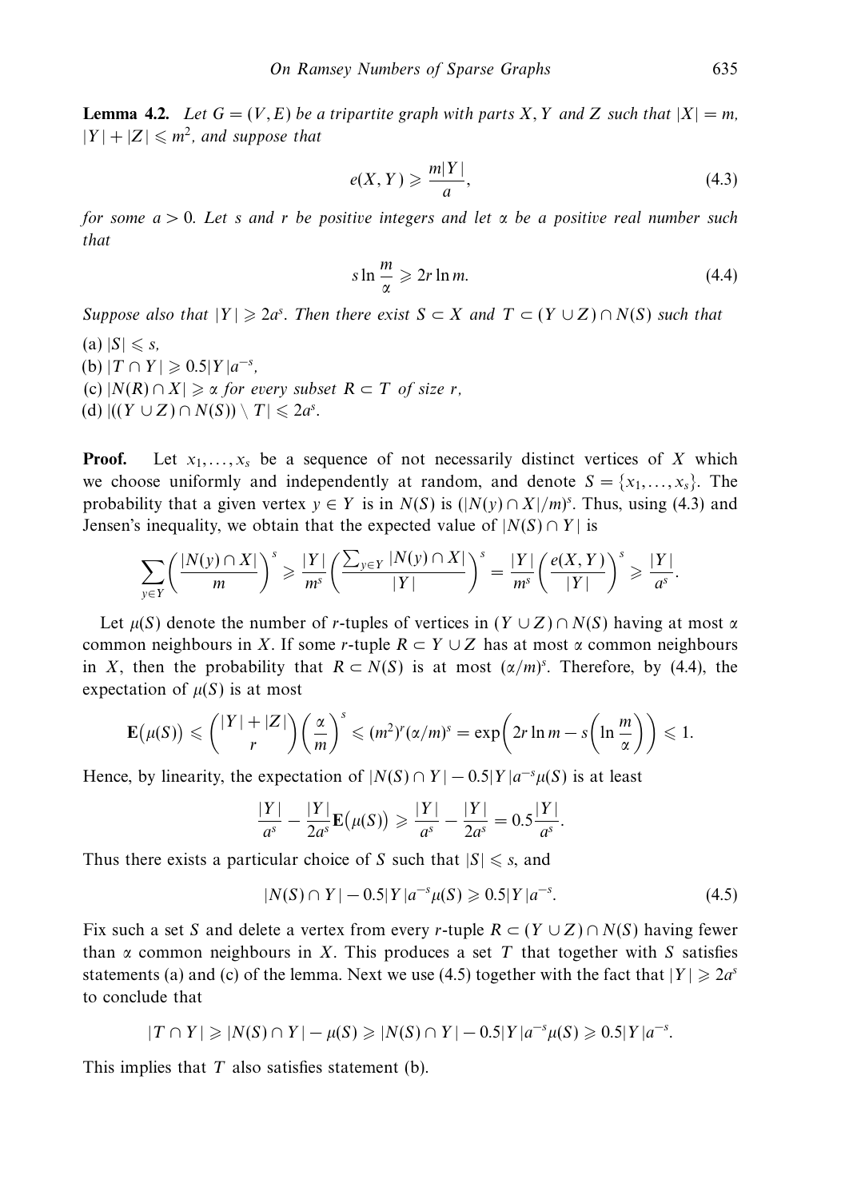**Lemma 4.2.** *Let $G = (V, E)$ be a tripartite graph with parts $X, Y$ and $Z$ such that $|X| = m$, $|Y| + |Z| \leqslant m^2$, and suppose that*

$$e(X, Y) \geqslant \frac{m|Y|}{a}, \tag{4.3}$$

*for some $a > 0$. Let $s$ and $r$ be positive integers and let $\alpha$ be a positive real number such that*

$$s \ln \frac{m}{\alpha} \geqslant 2r \ln m. \tag{4.4}$$

*Suppose also that $|Y| \geqslant 2a^s$. Then there exist $S \subset X$ and $T \subset (Y \cup Z) \cap N(S)$ such that*

(a) $|S| \leqslant s$,
(b) $|T \cap Y| \geqslant 0.5|Y|a^{-s}$,
(c) $|N(R) \cap X| \geqslant \alpha$ *for every subset* $R \subset T$ *of size* $r$,
(d) $|((Y \cup Z) \cap N(S)) \setminus T| \leqslant 2a^s$.

**Proof.** Let $x_1, \ldots, x_s$ be a sequence of not necessarily distinct vertices of $X$ which we choose uniformly and independently at random, and denote $S = \{x_1, \ldots, x_s\}$. The probability that a given vertex $y \in Y$ is in $N(S)$ is $(|N(y) \cap X|/m)^s$. Thus, using (4.3) and Jensen's inequality, we obtain that the expected value of $|N(S) \cap Y|$ is

$$\sum_{y \in Y} \left( \frac{|N(y) \cap X|}{m} \right)^s \geqslant \frac{|Y|}{m^s} \left( \frac{\sum_{y \in Y} |N(y) \cap X|}{|Y|} \right)^s = \frac{|Y|}{m^s} \left( \frac{e(X, Y)}{|Y|} \right)^s \geqslant \frac{|Y|}{a^s}.$$

Let $\mu(S)$ denote the number of $r$-tuples of vertices in $(Y \cup Z) \cap N(S)$ having at most $\alpha$ common neighbours in $X$. If some $r$-tuple $R \subset Y \cup Z$ has at most $\alpha$ common neighbours in $X$, then the probability that $R \subset N(S)$ is at most $(\alpha/m)^s$. Therefore, by (4.4), the expectation of $\mu(S)$ is at most

$$\mathbf{E}\big(\mu(S)\big) \leqslant \binom{|Y| + |Z|}{r} \left( \frac{\alpha}{m} \right)^s \leqslant (m^2)^r (\alpha/m)^s = \exp\left( 2r \ln m - s \left( \ln \frac{m}{\alpha} \right) \right) \leqslant 1.$$

Hence, by linearity, the expectation of $|N(S) \cap Y| - 0.5|Y|a^{-s}\mu(S)$ is at least

$$\frac{|Y|}{a^s} - \frac{|Y|}{2a^s}\mathbf{E}\big(\mu(S)\big) \geqslant \frac{|Y|}{a^s} - \frac{|Y|}{2a^s} = 0.5\frac{|Y|}{a^s}.$$

Thus there exists a particular choice of $S$ such that $|S| \leqslant s$, and

$$|N(S) \cap Y| - 0.5|Y|a^{-s}\mu(S) \geqslant 0.5|Y|a^{-s}. \tag{4.5}$$

Fix such a set $S$ and delete a vertex from every $r$-tuple $R \subset (Y \cup Z) \cap N(S)$ having fewer than $\alpha$ common neighbours in $X$. This produces a set $T$ that together with $S$ satisfies statements (a) and (c) of the lemma. Next we use (4.5) together with the fact that $|Y| \geqslant 2a^s$ to conclude that

$$|T \cap Y| \geqslant |N(S) \cap Y| - \mu(S) \geqslant |N(S) \cap Y| - 0.5|Y|a^{-s}\mu(S) \geqslant 0.5|Y|a^{-s}.$$

This implies that $T$ also satisfies statement (b).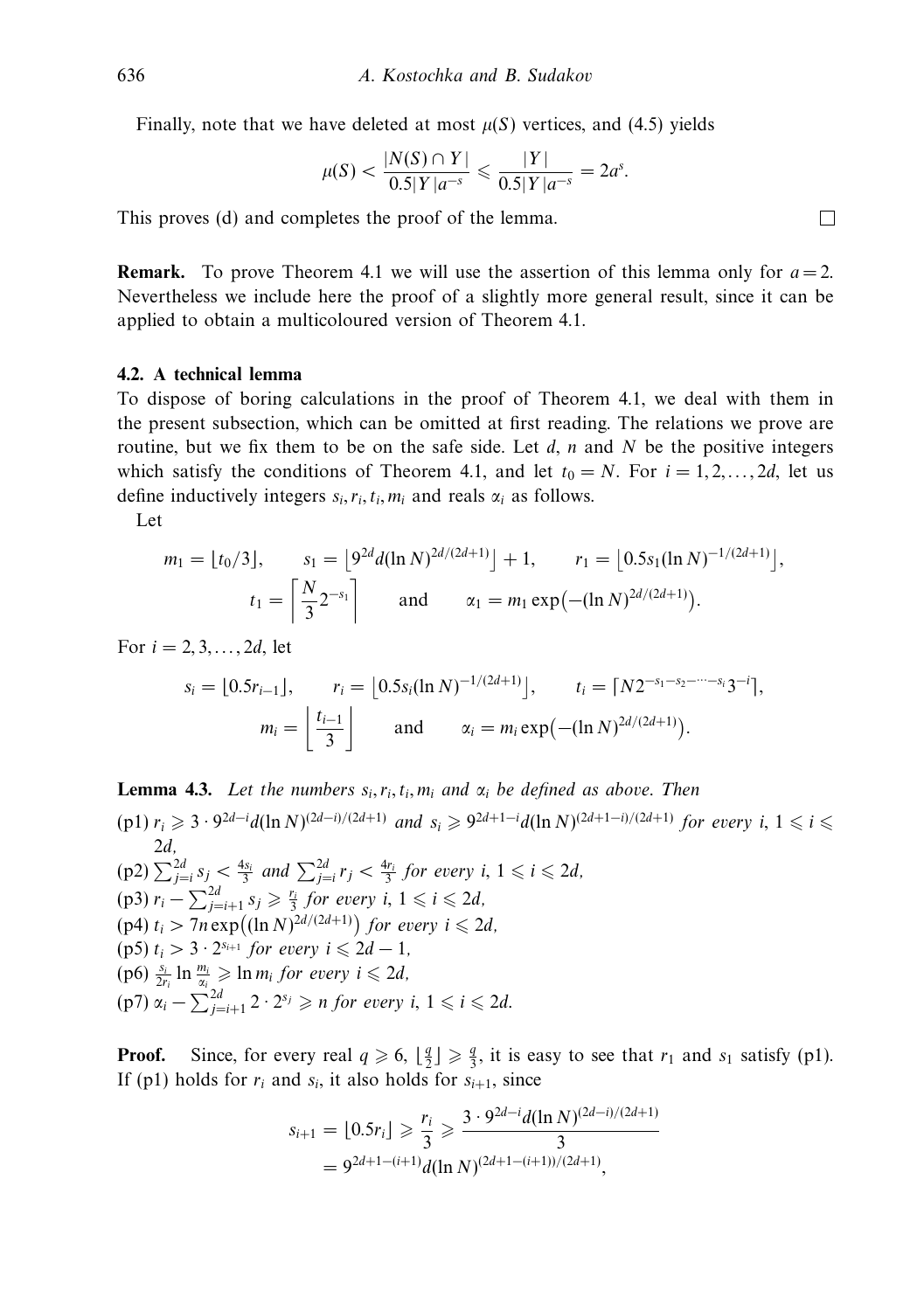Finally, note that we have deleted at most $\mu(S)$ vertices, and (4.5) yields

$$\mu(S) < \frac{|N(S) \cap Y|}{0.5|Y|a^{-s}} \leqslant \frac{|Y|}{0.5|Y|a^{-s}} = 2a^s.$$

This proves (d) and completes the proof of the lemma. □

**Remark.** To prove Theorem 4.1 we will use the assertion of this lemma only for $a = 2$. Nevertheless we include here the proof of a slightly more general result, since it can be applied to obtain a multicoloured version of Theorem 4.1.

### 4.2. A technical lemma

To dispose of boring calculations in the proof of Theorem 4.1, we deal with them in the present subsection, which can be omitted at first reading. The relations we prove are routine, but we fix them to be on the safe side. Let $d$, $n$ and $N$ be the positive integers which satisfy the conditions of Theorem 4.1, and let $t_0 = N$. For $i = 1, 2, \ldots, 2d$, let us define inductively integers $s_i, r_i, t_i, m_i$ and reals $\alpha_i$ as follows.

Let

$$m_1 = \lfloor t_0/3 \rfloor, \qquad s_1 = \lfloor 9^{2d} d (\ln N)^{2d/(2d+1)} \rfloor + 1, \qquad r_1 = \lfloor 0.5 s_1 (\ln N)^{-1/(2d+1)} \rfloor,$$
$$t_1 = \left\lceil \frac{N}{3} 2^{-s_1} \right\rceil \qquad \text{and} \qquad \alpha_1 = m_1 \exp\left(-(\ln N)^{2d/(2d+1)}\right).$$

For $i = 2, 3, \ldots, 2d$, let

$$s_i = \lfloor 0.5 r_{i-1} \rfloor, \qquad r_i = \lfloor 0.5 s_i (\ln N)^{-1/(2d+1)} \rfloor, \qquad t_i = \lceil N 2^{-s_1 - s_2 - \cdots - s_i} 3^{-i} \rceil,$$
$$m_i = \left\lfloor \frac{t_{i-1}}{3} \right\rfloor \qquad \text{and} \qquad \alpha_i = m_i \exp\left(-(\ln N)^{2d/(2d+1)}\right).$$

**Lemma 4.3.** *Let the numbers $s_i, r_i, t_i, m_i$ and $\alpha_i$ be defined as above. Then*

(p1) $r_i \geqslant 3 \cdot 9^{2d-i} d (\ln N)^{(2d-i)/(2d+1)}$ *and* $s_i \geqslant 9^{2d+1-i} d (\ln N)^{(2d+1-i)/(2d+1)}$ *for every* $i$, $1 \leqslant i \leqslant 2d$,

(p2) $\sum_{j=i}^{2d} s_j < \frac{4 s_i}{3}$ *and* $\sum_{j=i}^{2d} r_j < \frac{4 r_i}{3}$ *for every* $i$, $1 \leqslant i \leqslant 2d$,

(p3) $r_i - \sum_{j=i+1}^{2d} s_j \geqslant \frac{r_i}{3}$ *for every* $i$, $1 \leqslant i \leqslant 2d$,

(p4) $t_i > 7n \exp\left((\ln N)^{2d/(2d+1)}\right)$ *for every* $i \leqslant 2d$,

(p5) $t_i > 3 \cdot 2^{s_{i+1}}$ *for every* $i \leqslant 2d - 1$,

(p6) $\frac{s_i}{2r_i} \ln \frac{m_i}{\alpha_i} \geqslant \ln m_i$ *for every* $i \leqslant 2d$,

(p7) $\alpha_i - \sum_{j=i+1}^{2d} 2 \cdot 2^{s_j} \geqslant n$ *for every* $i$, $1 \leqslant i \leqslant 2d$.

**Proof.** Since, for every real $q \geqslant 6$, $\lfloor \frac{q}{2} \rfloor \geqslant \frac{q}{3}$, it is easy to see that $r_1$ and $s_1$ satisfy (p1). If (p1) holds for $r_i$ and $s_i$, it also holds for $s_{i+1}$, since

$$s_{i+1} = \lfloor 0.5 r_i \rfloor \geqslant \frac{r_i}{3} \geqslant \frac{3 \cdot 9^{2d-i} d (\ln N)^{(2d-i)/(2d+1)}}{3}$$
$$= 9^{2d+1-(i+1)} d (\ln N)^{(2d+1-(i+1))/(2d+1)},$$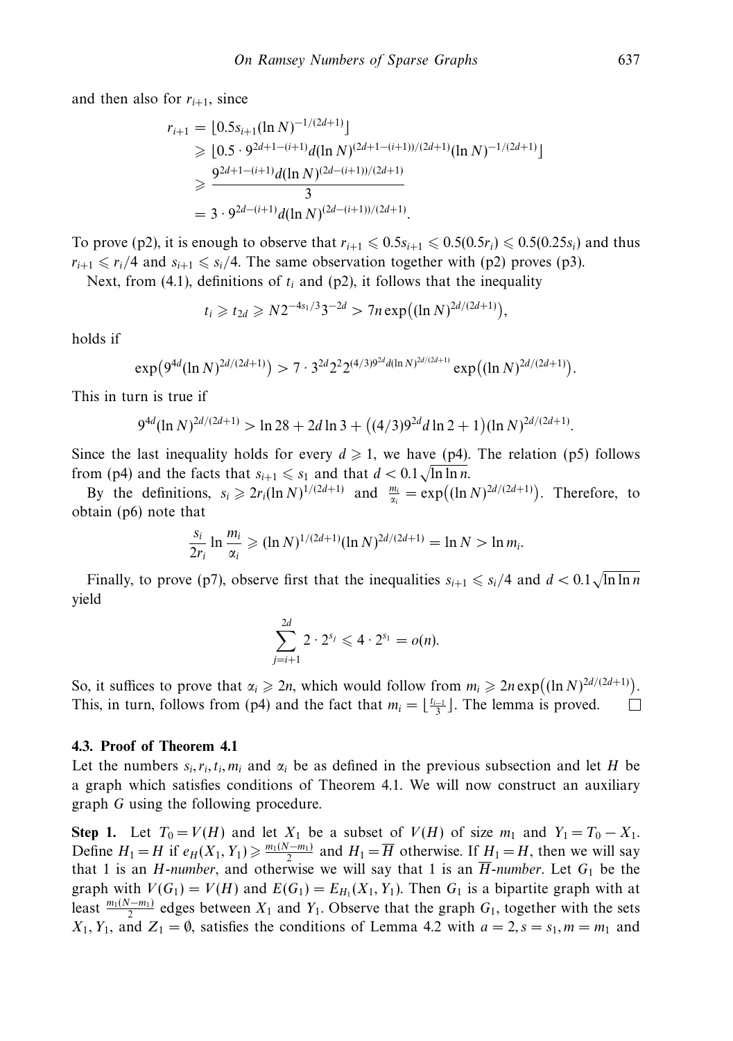and then also for $r_{i+1}$, since

$$\begin{aligned}
r_{i+1} &= \lfloor 0.5 s_{i+1} (\ln N)^{-1/(2d+1)} \rfloor \\
&\geqslant \lfloor 0.5 \cdot 9^{2d+1-(i+1)} d (\ln N)^{(2d+1-(i+1))/(2d+1)} (\ln N)^{-1/(2d+1)} \rfloor \\
&\geqslant \frac{9^{2d+1-(i+1)} d (\ln N)^{(2d-(i+1))/(2d+1)}}{3} \\
&= 3 \cdot 9^{2d-(i+1)} d (\ln N)^{(2d-(i+1))/(2d+1)}.
\end{aligned}$$

To prove (p2), it is enough to observe that $r_{i+1} \leqslant 0.5 s_{i+1} \leqslant 0.5(0.5 r_i) \leqslant 0.5(0.25 s_i)$ and thus $r_{i+1} \leqslant r_i/4$ and $s_{i+1} \leqslant s_i/4$. The same observation together with (p2) proves (p3).

Next, from (4.1), definitions of $t_i$ and (p2), it follows that the inequality

$$t_i \geqslant t_{2d} \geqslant N 2^{-4s_1/3} 3^{-2d} > 7n \exp\big((\ln N)^{2d/(2d+1)}\big),$$

holds if

$$\exp\big(9^{4d} (\ln N)^{2d/(2d+1)}\big) > 7 \cdot 3^{2d} 2^2 2^{(4/3) 9^{2d} d (\ln N)^{2d/(2d+1)}} \exp\big((\ln N)^{2d/(2d+1)}\big).$$

This in turn is true if

$$9^{4d} (\ln N)^{2d/(2d+1)} > \ln 28 + 2d \ln 3 + \big((4/3) 9^{2d} d \ln 2 + 1\big) (\ln N)^{2d/(2d+1)}.$$

Since the last inequality holds for every $d \geqslant 1$, we have (p4). The relation (p5) follows from (p4) and the facts that $s_{i+1} \leqslant s_1$ and that $d < 0.1\sqrt{\ln \ln n}$.

By the definitions, $s_i \geqslant 2 r_i (\ln N)^{1/(2d+1)}$ and $\frac{m_i}{\alpha_i} = \exp\big((\ln N)^{2d/(2d+1)}\big)$. Therefore, to obtain (p6) note that

$$\frac{s_i}{2 r_i} \ln \frac{m_i}{\alpha_i} \geqslant (\ln N)^{1/(2d+1)} (\ln N)^{2d/(2d+1)} = \ln N > \ln m_i.$$

Finally, to prove (p7), observe first that the inequalities $s_{i+1} \leqslant s_i/4$ and $d < 0.1\sqrt{\ln \ln n}$ yield

$$\sum_{j=i+1}^{2d} 2 \cdot 2^{s_j} \leqslant 4 \cdot 2^{s_1} = o(n).$$

So, it suffices to prove that $\alpha_i \geqslant 2n$, which would follow from $m_i \geqslant 2n \exp\big((\ln N)^{2d/(2d+1)}\big)$. This, in turn, follows from (p4) and the fact that $m_i = \lfloor \frac{t_{i-1}}{3} \rfloor$. The lemma is proved. $\square$

### 4.3. Proof of Theorem 4.1

Let the numbers $s_i, r_i, t_i, m_i$ and $\alpha_i$ be as defined in the previous subsection and let $H$ be a graph which satisfies conditions of Theorem 4.1. We will now construct an auxiliary graph $G$ using the following procedure.

**Step 1.** Let $T_0 = V(H)$ and let $X_1$ be a subset of $V(H)$ of size $m_1$ and $Y_1 = T_0 - X_1$. Define $H_1 = H$ if $e_H(X_1, Y_1) \geqslant \frac{m_1(N - m_1)}{2}$ and $H_1 = \overline{H}$ otherwise. If $H_1 = H$, then we will say that 1 is an *H-number*, and otherwise we will say that 1 is an $\overline{H}$*-number*. Let $G_1$ be the graph with $V(G_1) = V(H)$ and $E(G_1) = E_{H_1}(X_1, Y_1)$. Then $G_1$ is a bipartite graph with at least $\frac{m_1(N - m_1)}{2}$ edges between $X_1$ and $Y_1$. Observe that the graph $G_1$, together with the sets $X_1, Y_1$, and $Z_1 = \emptyset$, satisfies the conditions of Lemma 4.2 with $a = 2, s = s_1, m = m_1$ and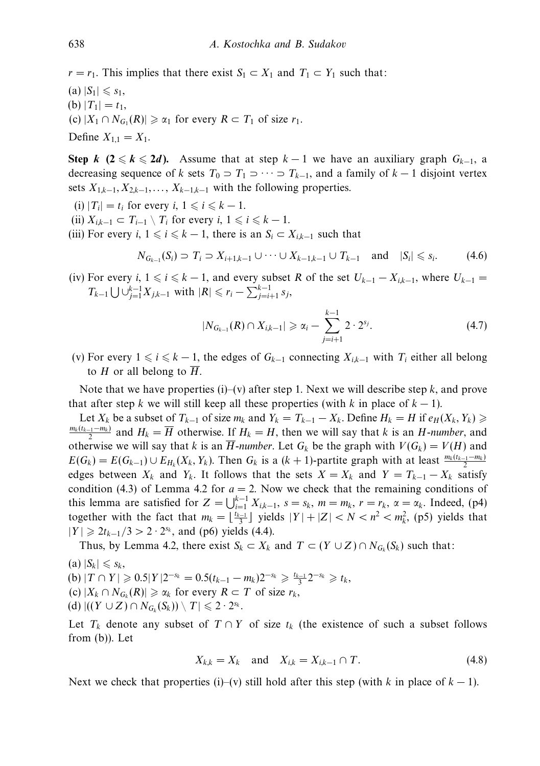$r = r_1$. This implies that there exist $S_1 \subset X_1$ and $T_1 \subset Y_1$ such that:

(a) $|S_1| \leqslant s_1$,

(b) $|T_1| = t_1$,

(c) $|X_1 \cap N_{G_1}(R)| \geqslant \alpha_1$ for every $R \subset T_1$ of size $r_1$.

Define $X_{1,1} = X_1$.

**Step $k$ ($2 \leqslant k \leqslant 2d$).** Assume that at step $k-1$ we have an auxiliary graph $G_{k-1}$, a decreasing sequence of $k$ sets $T_0 \supset T_1 \supset \cdots \supset T_{k-1}$, and a family of $k-1$ disjoint vertex sets $X_{1,k-1}, X_{2,k-1}, \ldots, X_{k-1,k-1}$ with the following properties.

(i) $|T_i| = t_i$ for every $i$, $1 \leqslant i \leqslant k-1$.

(ii) $X_{i,k-1} \subset T_{i-1} \setminus T_i$ for every $i$, $1 \leqslant i \leqslant k-1$.

(iii) For every $i$, $1 \leqslant i \leqslant k-1$, there is an $S_i \subset X_{i,k-1}$ such that

$$N_{G_{k-1}}(S_i) \supset T_i \supset X_{i+1,k-1} \cup \cdots \cup X_{k-1,k-1} \cup T_{k-1} \quad \text{and} \quad |S_i| \leqslant s_i. \tag{4.6}$$

(iv) For every $i$, $1 \leqslant i \leqslant k-1$, and every subset $R$ of the set $U_{k-1} - X_{i,k-1}$, where $U_{k-1} = T_{k-1} \bigcup \cup_{j=1}^{k-1} X_{j,k-1}$ with $|R| \leqslant r_i - \sum_{j=i+1}^{k-1} s_j$,

$$|N_{G_{k-1}}(R) \cap X_{i,k-1}| \geqslant \alpha_i - \sum_{j=i+1}^{k-1} 2 \cdot 2^{s_j}. \tag{4.7}$$

(v) For every $1 \leqslant i \leqslant k-1$, the edges of $G_{k-1}$ connecting $X_{i,k-1}$ with $T_i$ either all belong to $H$ or all belong to $\overline{H}$.

Note that we have properties (i)–(v) after step 1. Next we will describe step $k$, and prove that after step $k$ we will still keep all these properties (with $k$ in place of $k-1$).

Let $X_k$ be a subset of $T_{k-1}$ of size $m_k$ and $Y_k = T_{k-1} - X_k$. Define $H_k = H$ if $e_H(X_k, Y_k) \geqslant \frac{m_k(t_{k-1}-m_k)}{2}$ and $H_k = \overline{H}$ otherwise. If $H_k = H$, then we will say that $k$ is an *$H$-number*, and otherwise we will say that $k$ is an *$\overline{H}$-number*. Let $G_k$ be the graph with $V(G_k) = V(H)$ and $E(G_k) = E(G_{k-1}) \cup E_{H_k}(X_k, Y_k)$. Then $G_k$ is a $(k+1)$-partite graph with at least $\frac{m_k(t_{k-1}-m_k)}{2}$ edges between $X_k$ and $Y_k$. It follows that the sets $X = X_k$ and $Y = T_{k-1} - X_k$ satisfy condition (4.3) of Lemma 4.2 for $a = 2$. Now we check that the remaining conditions of this lemma are satisfied for $Z = \bigcup_{i=1}^{k-1} X_{i,k-1}$, $s = s_k$, $m = m_k$, $r = r_k$, $\alpha = \alpha_k$. Indeed, (p4) together with the fact that $m_k = \lfloor \frac{t_{k-1}}{3} \rfloor$ yields $|Y| + |Z| < N < n^2 < m_k^2$, (p5) yields that $|Y| \geqslant 2t_{k-1}/3 > 2 \cdot 2^{s_k}$, and (p6) yields (4.4).

Thus, by Lemma 4.2, there exist $S_k \subset X_k$ and $T \subset (Y \cup Z) \cap N_{G_k}(S_k)$ such that:

(a) $|S_k| \leqslant s_k$,

(b) $|T \cap Y| \geqslant 0.5|Y|2^{-s_k} = 0.5(t_{k-1} - m_k)2^{-s_k} \geqslant \frac{t_{k-1}}{3} 2^{-s_k} \geqslant t_k$,

(c) $|X_k \cap N_{G_k}(R)| \geqslant \alpha_k$ for every $R \subset T$ of size $r_k$,

(d) $|((Y \cup Z) \cap N_{G_k}(S_k)) \setminus T| \leqslant 2 \cdot 2^{s_k}$.

Let $T_k$ denote any subset of $T \cap Y$ of size $t_k$ (the existence of such a subset follows from (b)). Let

$$X_{k,k} = X_k \quad \text{and} \quad X_{i,k} = X_{i,k-1} \cap T. \tag{4.8}$$

Next we check that properties (i)–(v) still hold after this step (with $k$ in place of $k-1$).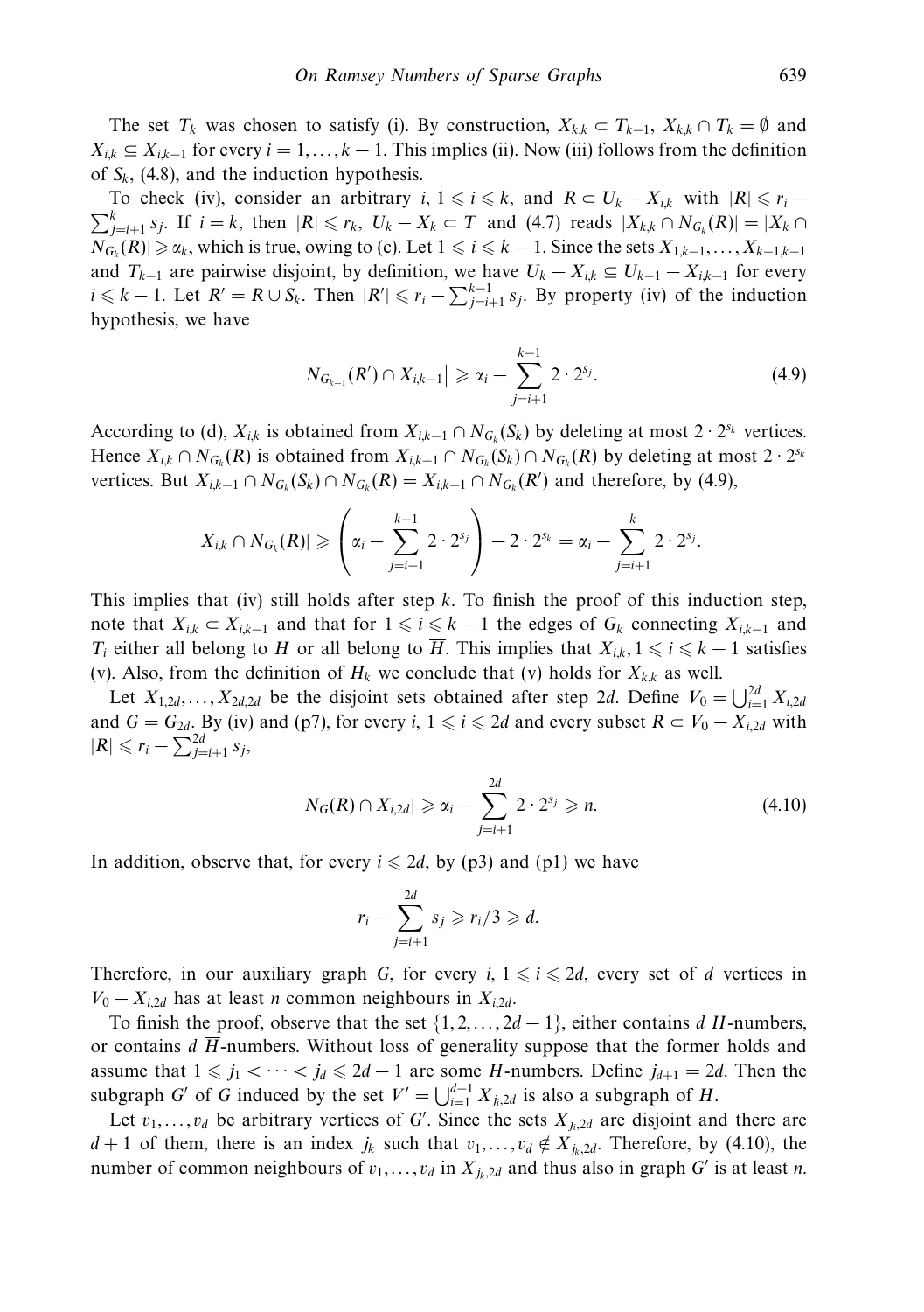The set $T_k$ was chosen to satisfy (i). By construction, $X_{k,k} \subset T_{k-1}$, $X_{k,k} \cap T_k = \emptyset$ and $X_{i,k} \subseteq X_{i,k-1}$ for every $i = 1, \dots, k-1$. This implies (ii). Now (iii) follows from the definition of $S_k$, (4.8), and the induction hypothesis.

To check (iv), consider an arbitrary $i$, $1 \leqslant i \leqslant k$, and $R \subset U_k - X_{i,k}$ with $|R| \leqslant r_i - \sum_{j=i+1}^{k} s_j$. If $i = k$, then $|R| \leqslant r_k$, $U_k - X_k \subset T$ and (4.7) reads $|X_{k,k} \cap N_{G_k}(R)| = |X_k \cap N_{G_k}(R)| \geqslant \alpha_k$, which is true, owing to (c). Let $1 \leqslant i \leqslant k-1$. Since the sets $X_{1,k-1}, \dots, X_{k-1,k-1}$ and $T_{k-1}$ are pairwise disjoint, by definition, we have $U_k - X_{i,k} \subseteq U_{k-1} - X_{i,k-1}$ for every $i \leqslant k-1$. Let $R' = R \cup S_k$. Then $|R'| \leqslant r_i - \sum_{j=i+1}^{k-1} s_j$. By property (iv) of the induction hypothesis, we have

$$\left| N_{G_{k-1}}(R') \cap X_{i,k-1} \right| \geqslant \alpha_i - \sum_{j=i+1}^{k-1} 2 \cdot 2^{s_j}. \tag{4.9}$$

According to (d), $X_{i,k}$ is obtained from $X_{i,k-1} \cap N_{G_k}(S_k)$ by deleting at most $2 \cdot 2^{s_k}$ vertices. Hence $X_{i,k} \cap N_{G_k}(R)$ is obtained from $X_{i,k-1} \cap N_{G_k}(S_k) \cap N_{G_k}(R)$ by deleting at most $2 \cdot 2^{s_k}$ vertices. But $X_{i,k-1} \cap N_{G_k}(S_k) \cap N_{G_k}(R) = X_{i,k-1} \cap N_{G_k}(R')$ and therefore, by (4.9),

$$|X_{i,k} \cap N_{G_k}(R)| \geqslant \left( \alpha_i - \sum_{j=i+1}^{k-1} 2 \cdot 2^{s_j} \right) - 2 \cdot 2^{s_k} = \alpha_i - \sum_{j=i+1}^{k} 2 \cdot 2^{s_j}.$$

This implies that (iv) still holds after step $k$. To finish the proof of this induction step, note that $X_{i,k} \subset X_{i,k-1}$ and that for $1 \leqslant i \leqslant k-1$ the edges of $G_k$ connecting $X_{i,k-1}$ and $T_i$ either all belong to $H$ or all belong to $\overline{H}$. This implies that $X_{i,k}, 1 \leqslant i \leqslant k-1$ satisfies (v). Also, from the definition of $H_k$ we conclude that (v) holds for $X_{k,k}$ as well.

Let $X_{1,2d}, \dots, X_{2d,2d}$ be the disjoint sets obtained after step $2d$. Define $V_0 = \bigcup_{i=1}^{2d} X_{i,2d}$ and $G = G_{2d}$. By (iv) and (p7), for every $i$, $1 \leqslant i \leqslant 2d$ and every subset $R \subset V_0 - X_{i,2d}$ with $|R| \leqslant r_i - \sum_{j=i+1}^{2d} s_j$,

$$|N_G(R) \cap X_{i,2d}| \geqslant \alpha_i - \sum_{j=i+1}^{2d} 2 \cdot 2^{s_j} \geqslant n. \tag{4.10}$$

In addition, observe that, for every $i \leqslant 2d$, by (p3) and (p1) we have

$$r_i - \sum_{j=i+1}^{2d} s_j \geqslant r_i/3 \geqslant d.$$

Therefore, in our auxiliary graph $G$, for every $i$, $1 \leqslant i \leqslant 2d$, every set of $d$ vertices in $V_0 - X_{i,2d}$ has at least $n$ common neighbours in $X_{i,2d}$.

To finish the proof, observe that the set $\{1, 2, \dots, 2d-1\}$, either contains $d$ $H$-numbers, or contains $d$ $\overline{H}$-numbers. Without loss of generality suppose that the former holds and assume that $1 \leqslant j_1 < \cdots < j_d \leqslant 2d-1$ are some $H$-numbers. Define $j_{d+1} = 2d$. Then the subgraph $G'$ of $G$ induced by the set $V' = \bigcup_{i=1}^{d+1} X_{j_i,2d}$ is also a subgraph of $H$.

Let $v_1, \dots, v_d$ be arbitrary vertices of $G'$. Since the sets $X_{j_i,2d}$ are disjoint and there are $d+1$ of them, there is an index $j_k$ such that $v_1, \dots, v_d \notin X_{j_k,2d}$. Therefore, by (4.10), the number of common neighbours of $v_1, \dots, v_d$ in $X_{j_k,2d}$ and thus also in graph $G'$ is at least $n$.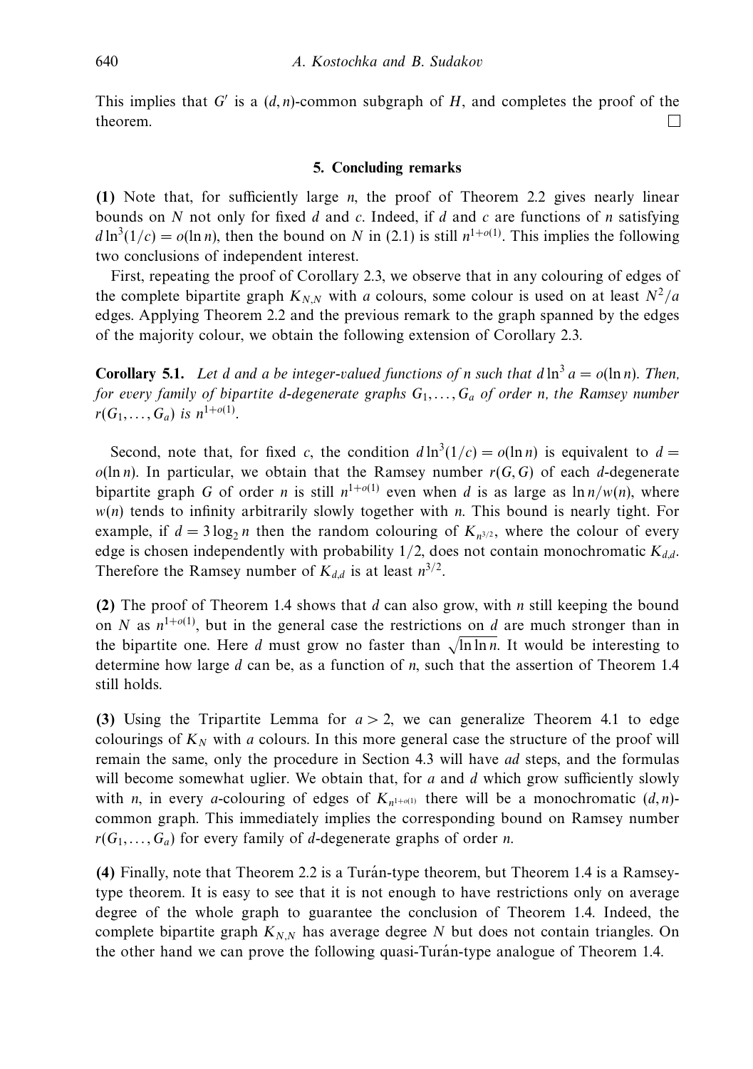This implies that $G'$ is a $(d, n)$-common subgraph of $H$, and completes the proof of the theorem. □

## 5. Concluding remarks

**(1)** Note that, for sufficiently large $n$, the proof of Theorem 2.2 gives nearly linear bounds on $N$ not only for fixed $d$ and $c$. Indeed, if $d$ and $c$ are functions of $n$ satisfying $d \ln^3(1/c) = o(\ln n)$, then the bound on $N$ in (2.1) is still $n^{1+o(1)}$. This implies the following two conclusions of independent interest.

First, repeating the proof of Corollary 2.3, we observe that in any colouring of edges of the complete bipartite graph $K_{N,N}$ with $a$ colours, some colour is used on at least $N^2/a$ edges. Applying Theorem 2.2 and the previous remark to the graph spanned by the edges of the majority colour, we obtain the following extension of Corollary 2.3.

**Corollary 5.1.** *Let $d$ and $a$ be integer-valued functions of $n$ such that $d \ln^3 a = o(\ln n)$. Then, for every family of bipartite $d$-degenerate graphs $G_1, \ldots, G_a$ of order $n$, the Ramsey number $r(G_1, \ldots, G_a)$ is $n^{1+o(1)}$.*

Second, note that, for fixed $c$, the condition $d \ln^3(1/c) = o(\ln n)$ is equivalent to $d = o(\ln n)$. In particular, we obtain that the Ramsey number $r(G, G)$ of each $d$-degenerate bipartite graph $G$ of order $n$ is still $n^{1+o(1)}$ even when $d$ is as large as $\ln n/w(n)$, where $w(n)$ tends to infinity arbitrarily slowly together with $n$. This bound is nearly tight. For example, if $d = 3\log_2 n$ then the random colouring of $K_{n^{3/2}}$, where the colour of every edge is chosen independently with probability $1/2$, does not contain monochromatic $K_{d,d}$. Therefore the Ramsey number of $K_{d,d}$ is at least $n^{3/2}$.

**(2)** The proof of Theorem 1.4 shows that $d$ can also grow, with $n$ still keeping the bound on $N$ as $n^{1+o(1)}$, but in the general case the restrictions on $d$ are much stronger than in the bipartite one. Here $d$ must grow no faster than $\sqrt{\ln \ln n}$. It would be interesting to determine how large $d$ can be, as a function of $n$, such that the assertion of Theorem 1.4 still holds.

**(3)** Using the Tripartite Lemma for $a > 2$, we can generalize Theorem 4.1 to edge colourings of $K_N$ with $a$ colours. In this more general case the structure of the proof will remain the same, only the procedure in Section 4.3 will have $ad$ steps, and the formulas will become somewhat uglier. We obtain that, for $a$ and $d$ which grow sufficiently slowly with $n$, in every $a$-colouring of edges of $K_{n^{1+o(1)}}$ there will be a monochromatic $(d, n)$-common graph. This immediately implies the corresponding bound on Ramsey number $r(G_1, \ldots, G_a)$ for every family of $d$-degenerate graphs of order $n$.

**(4)** Finally, note that Theorem 2.2 is a Turán-type theorem, but Theorem 1.4 is a Ramsey-type theorem. It is easy to see that it is not enough to have restrictions only on average degree of the whole graph to guarantee the conclusion of Theorem 1.4. Indeed, the complete bipartite graph $K_{N,N}$ has average degree $N$ but does not contain triangles. On the other hand we can prove the following quasi-Turán-type analogue of Theorem 1.4.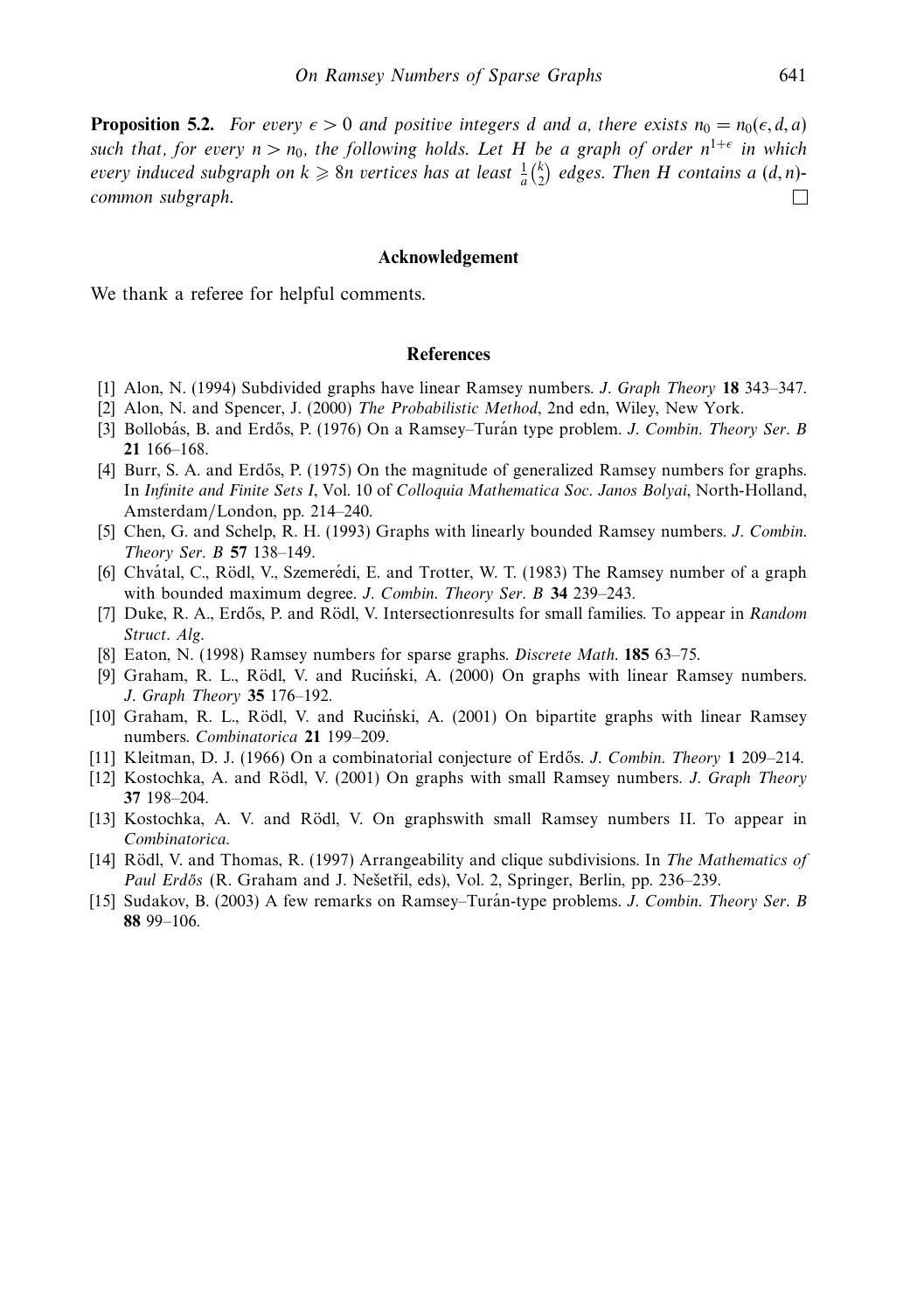**Proposition 5.2.** *For every $\epsilon > 0$ and positive integers $d$ and $a$, there exists $n_0 = n_0(\epsilon, d, a)$ such that, for every $n > n_0$, the following holds. Let $H$ be a graph of order $n^{1+\epsilon}$ in which every induced subgraph on $k \geqslant 8n$ vertices has at least $\frac{1}{a}\binom{k}{2}$ edges. Then $H$ contains a $(d, n)$-common subgraph.* □

## Acknowledgement

We thank a referee for helpful comments.

## References

[1] Alon, N. (1994) Subdivided graphs have linear Ramsey numbers. *J. Graph Theory* **18** 343–347.

[2] Alon, N. and Spencer, J. (2000) *The Probabilistic Method*, 2nd edn, Wiley, New York.

[3] Bollobás, B. and Erdős, P. (1976) On a Ramsey–Turán type problem. *J. Combin. Theory Ser. B* **21** 166–168.

[4] Burr, S. A. and Erdős, P. (1975) On the magnitude of generalized Ramsey numbers for graphs. In *Infinite and Finite Sets I*, Vol. 10 of *Colloquia Mathematica Soc. Janos Bolyai*, North-Holland, Amsterdam/London, pp. 214–240.

[5] Chen, G. and Schelp, R. H. (1993) Graphs with linearly bounded Ramsey numbers. *J. Combin. Theory Ser. B* **57** 138–149.

[6] Chvátal, C., Rödl, V., Szemerédi, E. and Trotter, W. T. (1983) The Ramsey number of a graph with bounded maximum degree. *J. Combin. Theory Ser. B* **34** 239–243.

[7] Duke, R. A., Erdős, P. and Rödl, V. Intersectionresults for small families. To appear in *Random Struct. Alg.*

[8] Eaton, N. (1998) Ramsey numbers for sparse graphs. *Discrete Math.* **185** 63–75.

[9] Graham, R. L., Rödl, V. and Ruciński, A. (2000) On graphs with linear Ramsey numbers. *J. Graph Theory* **35** 176–192.

[10] Graham, R. L., Rödl, V. and Ruciński, A. (2001) On bipartite graphs with linear Ramsey numbers. *Combinatorica* **21** 199–209.

[11] Kleitman, D. J. (1966) On a combinatorial conjecture of Erdős. *J. Combin. Theory* **1** 209–214.

[12] Kostochka, A. and Rödl, V. (2001) On graphs with small Ramsey numbers. *J. Graph Theory* **37** 198–204.

[13] Kostochka, A. V. and Rödl, V. On graphswith small Ramsey numbers II. To appear in *Combinatorica.*

[14] Rödl, V. and Thomas, R. (1997) Arrangeability and clique subdivisions. In *The Mathematics of Paul Erdős* (R. Graham and J. Nešetřil, eds), Vol. 2, Springer, Berlin, pp. 236–239.

[15] Sudakov, B. (2003) A few remarks on Ramsey–Turán-type problems. *J. Combin. Theory Ser. B* **88** 99–106.